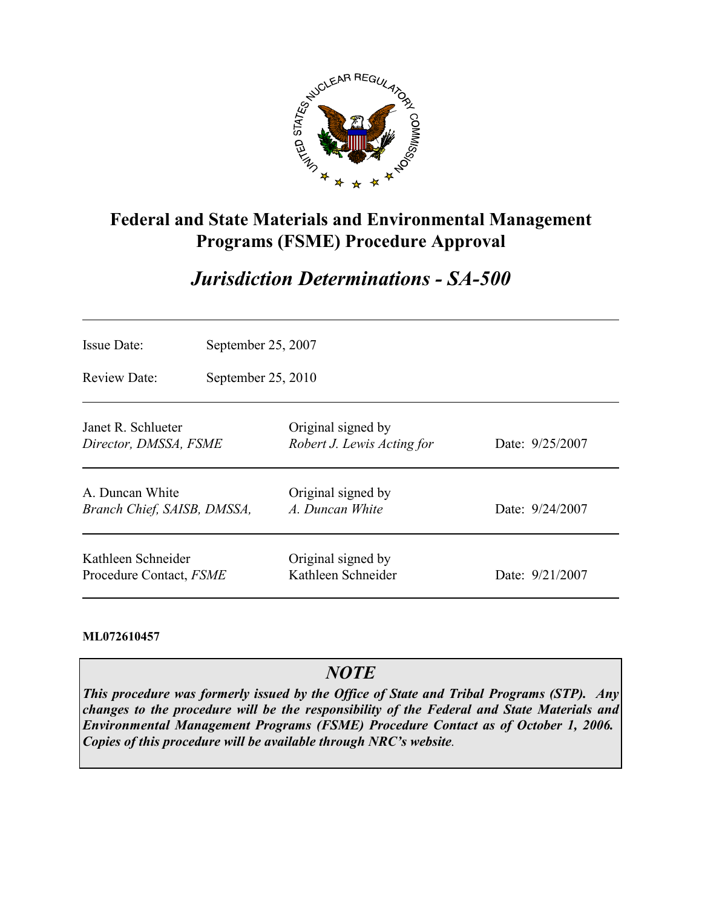# Federal and State Materials and Environmental Management Programs (FSME) Procedure Approval

## *Jurisdiction Determinations - SA-500*

| | |
|---|---|
| Issue Date: | September 25, 2007 |
| Review Date: | September 25, 2010 |

| | | |
|---|---|---|
| Janet R. Schlueter<br>*Director, DMSSA, FSME* | Original signed by<br>*Robert J. Lewis Acting for* | Date: 9/25/2007 |
| A. Duncan White<br>*Branch Chief, SAISB, DMSSA,* | Original signed by<br>*A. Duncan White* | Date: 9/24/2007 |
| Kathleen Schneider<br>Procedure Contact, *FSME* | Original signed by<br>Kathleen Schneider | Date: 9/21/2007 |

**ML072610457**

> ### *NOTE*
> ***This procedure was formerly issued by the Office of State and Tribal Programs (STP). Any changes to the procedure will be the responsibility of the Federal and State Materials and Environmental Management Programs (FSME) Procedure Contact as of October 1, 2006. Copies of this procedure will be available through NRC's website.***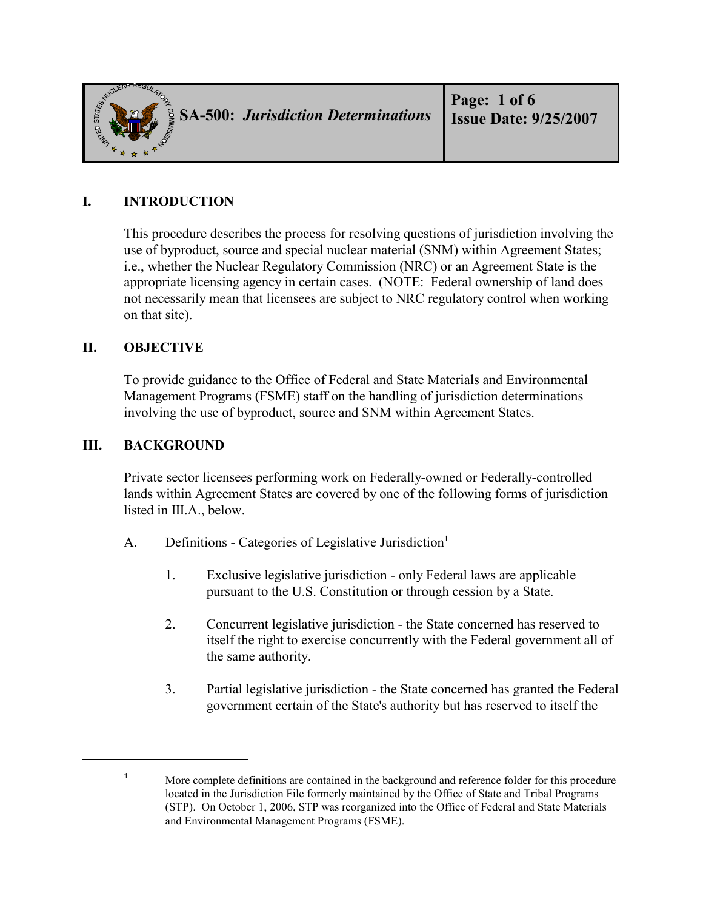# SA-500: *Jurisdiction Determinations*

## I. INTRODUCTION

This procedure describes the process for resolving questions of jurisdiction involving the use of byproduct, source and special nuclear material (SNM) within Agreement States; i.e., whether the Nuclear Regulatory Commission (NRC) or an Agreement State is the appropriate licensing agency in certain cases. (NOTE: Federal ownership of land does not necessarily mean that licensees are subject to NRC regulatory control when working on that site).

## II. OBJECTIVE

To provide guidance to the Office of Federal and State Materials and Environmental Management Programs (FSME) staff on the handling of jurisdiction determinations involving the use of byproduct, source and SNM within Agreement States.

## III. BACKGROUND

Private sector licensees performing work on Federally-owned or Federally-controlled lands within Agreement States are covered by one of the following forms of jurisdiction listed in III.A., below.

A. Definitions - Categories of Legislative Jurisdiction[1]

1. Exclusive legislative jurisdiction - only Federal laws are applicable pursuant to the U.S. Constitution or through cession by a State.

2. Concurrent legislative jurisdiction - the State concerned has reserved to itself the right to exercise concurrently with the Federal government all of the same authority.

3. Partial legislative jurisdiction - the State concerned has granted the Federal government certain of the State's authority but has reserved to itself the

[1] More complete definitions are contained in the background and reference folder for this procedure located in the Jurisdiction File formerly maintained by the Office of State and Tribal Programs (STP). On October 1, 2006, STP was reorganized into the Office of Federal and State Materials and Environmental Management Programs (FSME).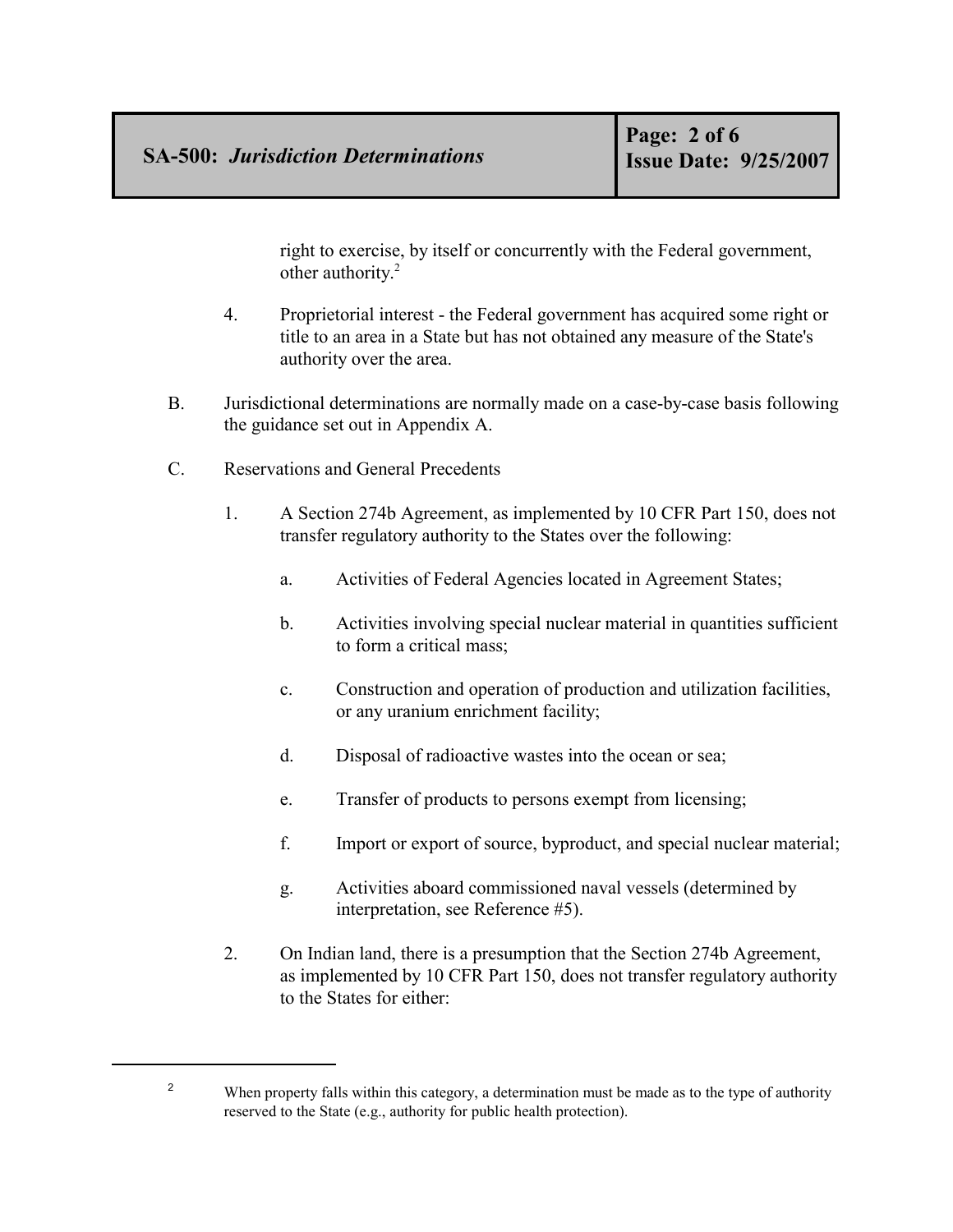right to exercise, by itself or concurrently with the Federal government, other authority.[2]

4. Proprietorial interest - the Federal government has acquired some right or title to an area in a State but has not obtained any measure of the State's authority over the area.

B. Jurisdictional determinations are normally made on a case-by-case basis following the guidance set out in Appendix A.

C. Reservations and General Precedents

1. A Section 274b Agreement, as implemented by 10 CFR Part 150, does not transfer regulatory authority to the States over the following:

   a. Activities of Federal Agencies located in Agreement States;

   b. Activities involving special nuclear material in quantities sufficient to form a critical mass;

   c. Construction and operation of production and utilization facilities, or any uranium enrichment facility;

   d. Disposal of radioactive wastes into the ocean or sea;

   e. Transfer of products to persons exempt from licensing;

   f. Import or export of source, byproduct, and special nuclear material;

   g. Activities aboard commissioned naval vessels (determined by interpretation, see Reference #5).

2. On Indian land, there is a presumption that the Section 274b Agreement, as implemented by 10 CFR Part 150, does not transfer regulatory authority to the States for either:

---

[2] When property falls within this category, a determination must be made as to the type of authority reserved to the State (e.g., authority for public health protection).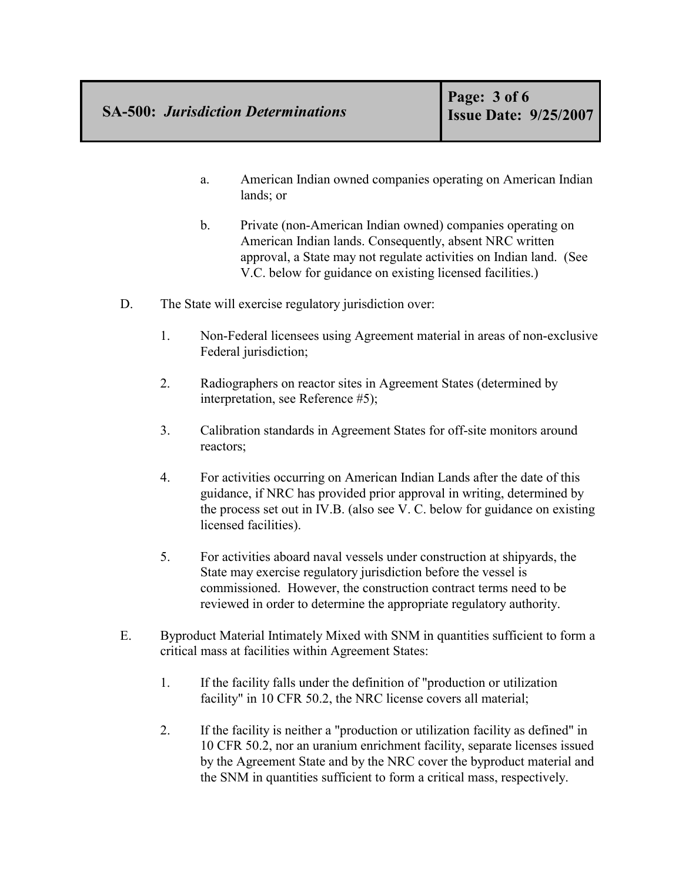a. American Indian owned companies operating on American Indian lands; or

b. Private (non-American Indian owned) companies operating on American Indian lands. Consequently, absent NRC written approval, a State may not regulate activities on Indian land. (See V.C. below for guidance on existing licensed facilities.)

D. The State will exercise regulatory jurisdiction over:

1. Non-Federal licensees using Agreement material in areas of non-exclusive Federal jurisdiction;

2. Radiographers on reactor sites in Agreement States (determined by interpretation, see Reference #5);

3. Calibration standards in Agreement States for off-site monitors around reactors;

4. For activities occurring on American Indian Lands after the date of this guidance, if NRC has provided prior approval in writing, determined by the process set out in IV.B. (also see V. C. below for guidance on existing licensed facilities).

5. For activities aboard naval vessels under construction at shipyards, the State may exercise regulatory jurisdiction before the vessel is commissioned. However, the construction contract terms need to be reviewed in order to determine the appropriate regulatory authority.

E. Byproduct Material Intimately Mixed with SNM in quantities sufficient to form a critical mass at facilities within Agreement States:

1. If the facility falls under the definition of "production or utilization facility" in 10 CFR 50.2, the NRC license covers all material;

2. If the facility is neither a "production or utilization facility as defined" in 10 CFR 50.2, nor an uranium enrichment facility, separate licenses issued by the Agreement State and by the NRC cover the byproduct material and the SNM in quantities sufficient to form a critical mass, respectively.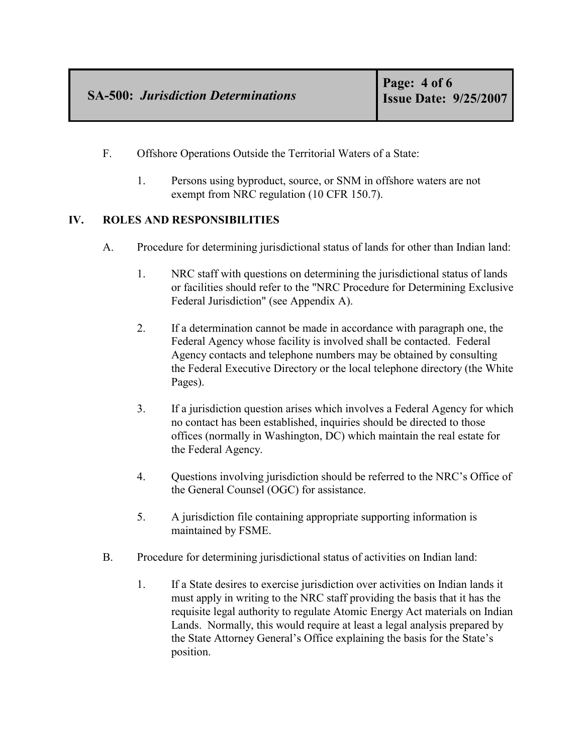F. Offshore Operations Outside the Territorial Waters of a State:

1. Persons using byproduct, source, or SNM in offshore waters are not exempt from NRC regulation (10 CFR 150.7).

## IV. ROLES AND RESPONSIBILITIES

A. Procedure for determining jurisdictional status of lands for other than Indian land:

1. NRC staff with questions on determining the jurisdictional status of lands or facilities should refer to the "NRC Procedure for Determining Exclusive Federal Jurisdiction" (see Appendix A).

2. If a determination cannot be made in accordance with paragraph one, the Federal Agency whose facility is involved shall be contacted. Federal Agency contacts and telephone numbers may be obtained by consulting the Federal Executive Directory or the local telephone directory (the White Pages).

3. If a jurisdiction question arises which involves a Federal Agency for which no contact has been established, inquiries should be directed to those offices (normally in Washington, DC) which maintain the real estate for the Federal Agency.

4. Questions involving jurisdiction should be referred to the NRC's Office of the General Counsel (OGC) for assistance.

5. A jurisdiction file containing appropriate supporting information is maintained by FSME.

B. Procedure for determining jurisdictional status of activities on Indian land:

1. If a State desires to exercise jurisdiction over activities on Indian lands it must apply in writing to the NRC staff providing the basis that it has the requisite legal authority to regulate Atomic Energy Act materials on Indian Lands. Normally, this would require at least a legal analysis prepared by the State Attorney General's Office explaining the basis for the State's position.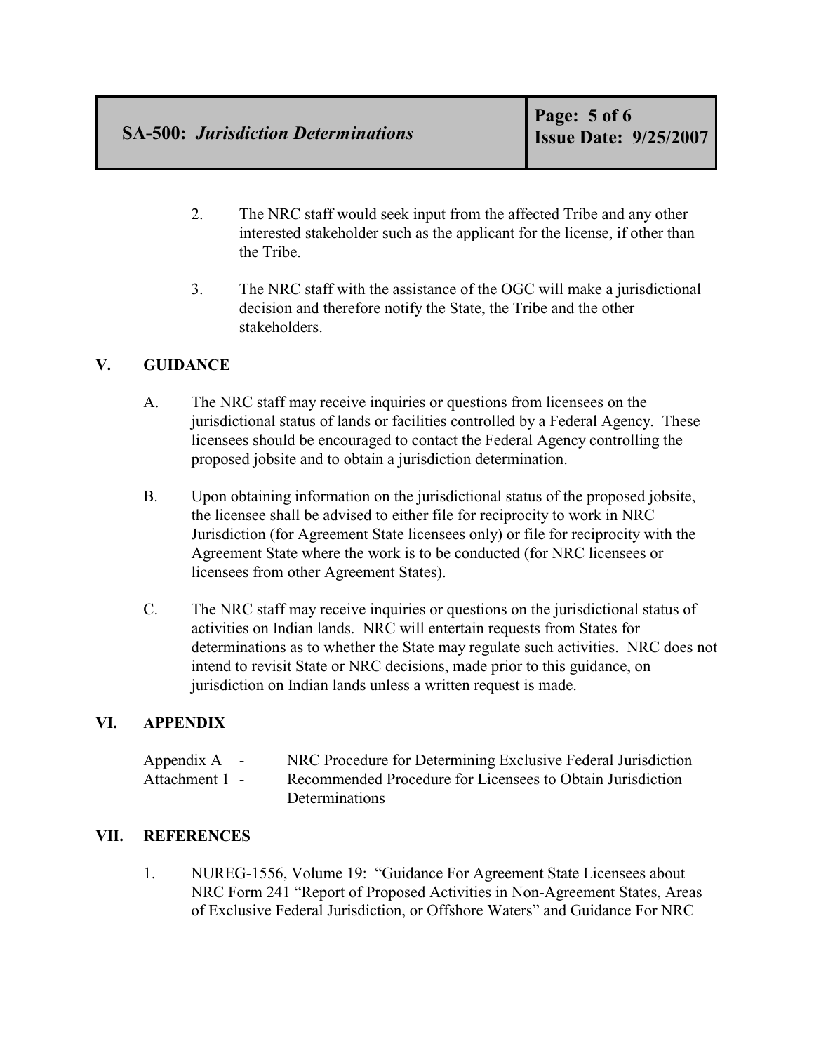2. The NRC staff would seek input from the affected Tribe and any other interested stakeholder such as the applicant for the license, if other than the Tribe.

3. The NRC staff with the assistance of the OGC will make a jurisdictional decision and therefore notify the State, the Tribe and the other stakeholders.

## V. GUIDANCE

A. The NRC staff may receive inquiries or questions from licensees on the jurisdictional status of lands or facilities controlled by a Federal Agency. These licensees should be encouraged to contact the Federal Agency controlling the proposed jobsite and to obtain a jurisdiction determination.

B. Upon obtaining information on the jurisdictional status of the proposed jobsite, the licensee shall be advised to either file for reciprocity to work in NRC Jurisdiction (for Agreement State licensees only) or file for reciprocity with the Agreement State where the work is to be conducted (for NRC licensees or licensees from other Agreement States).

C. The NRC staff may receive inquiries or questions on the jurisdictional status of activities on Indian lands. NRC will entertain requests from States for determinations as to whether the State may regulate such activities. NRC does not intend to revisit State or NRC decisions, made prior to this guidance, on jurisdiction on Indian lands unless a written request is made.

## VI. APPENDIX

Appendix A - NRC Procedure for Determining Exclusive Federal Jurisdiction
Attachment 1 - Recommended Procedure for Licensees to Obtain Jurisdiction Determinations

## VII. REFERENCES

1. NUREG-1556, Volume 19: "Guidance For Agreement State Licensees about NRC Form 241 "Report of Proposed Activities in Non-Agreement States, Areas of Exclusive Federal Jurisdiction, or Offshore Waters" and Guidance For NRC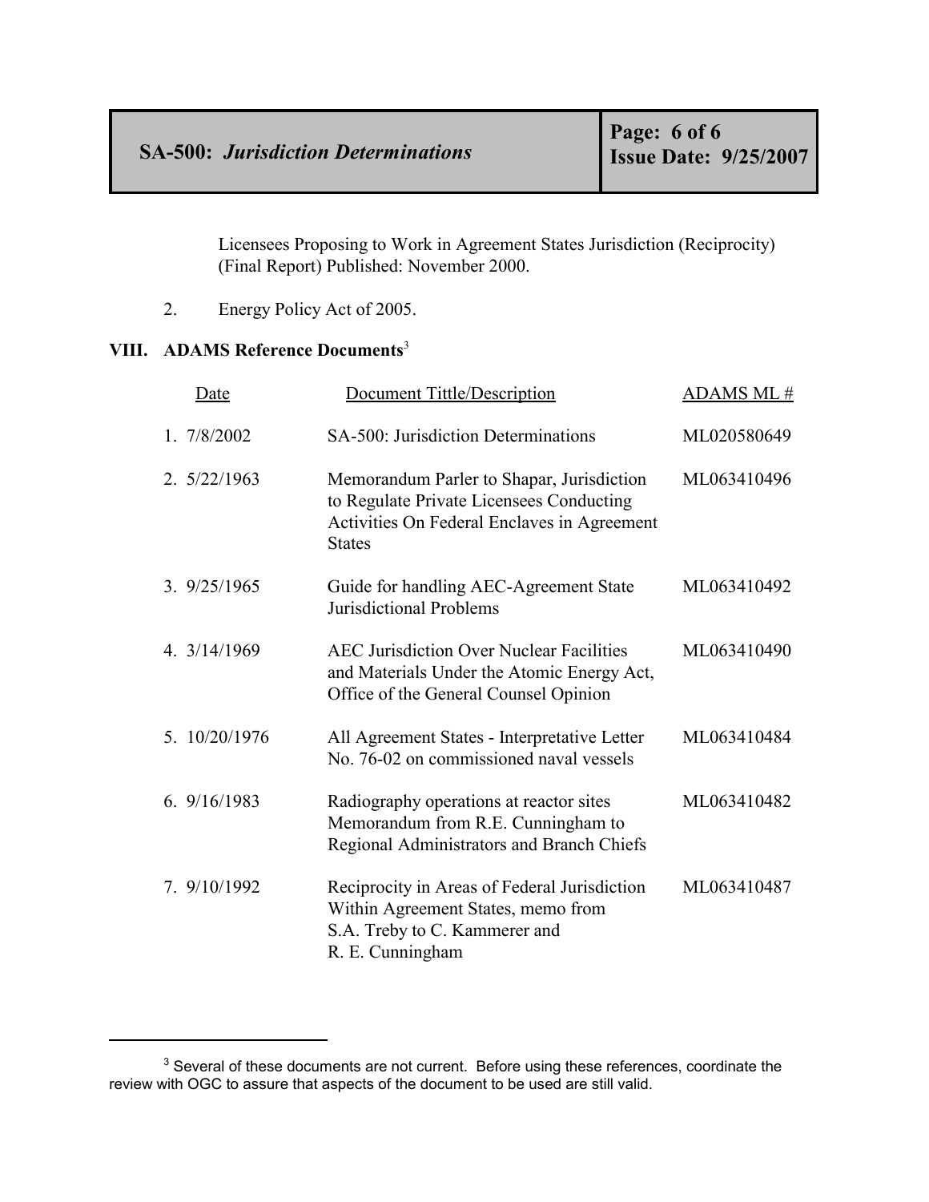Licensees Proposing to Work in Agreement States Jurisdiction (Reciprocity) (Final Report) Published: November 2000.

2. Energy Policy Act of 2005.

## VIII. ADAMS Reference Documents[3]

| Date | Document Tittle/Description | ADAMS ML # |
|---|---|---|
| 1. 7/8/2002 | SA-500: Jurisdiction Determinations | ML020580649 |
| 2. 5/22/1963 | Memorandum Parler to Shapar, Jurisdiction to Regulate Private Licensees Conducting Activities On Federal Enclaves in Agreement States | ML063410496 |
| 3. 9/25/1965 | Guide for handling AEC-Agreement State Jurisdictional Problems | ML063410492 |
| 4. 3/14/1969 | AEC Jurisdiction Over Nuclear Facilities and Materials Under the Atomic Energy Act, Office of the General Counsel Opinion | ML063410490 |
| 5. 10/20/1976 | All Agreement States - Interpretative Letter No. 76-02 on commissioned naval vessels | ML063410484 |
| 6. 9/16/1983 | Radiography operations at reactor sites Memorandum from R.E. Cunningham to Regional Administrators and Branch Chiefs | ML063410482 |
| 7. 9/10/1992 | Reciprocity in Areas of Federal Jurisdiction Within Agreement States, memo from S.A. Treby to C. Kammerer and R. E. Cunningham | ML063410487 |

[3] Several of these documents are not current. Before using these references, coordinate the review with OGC to assure that aspects of the document to be used are still valid.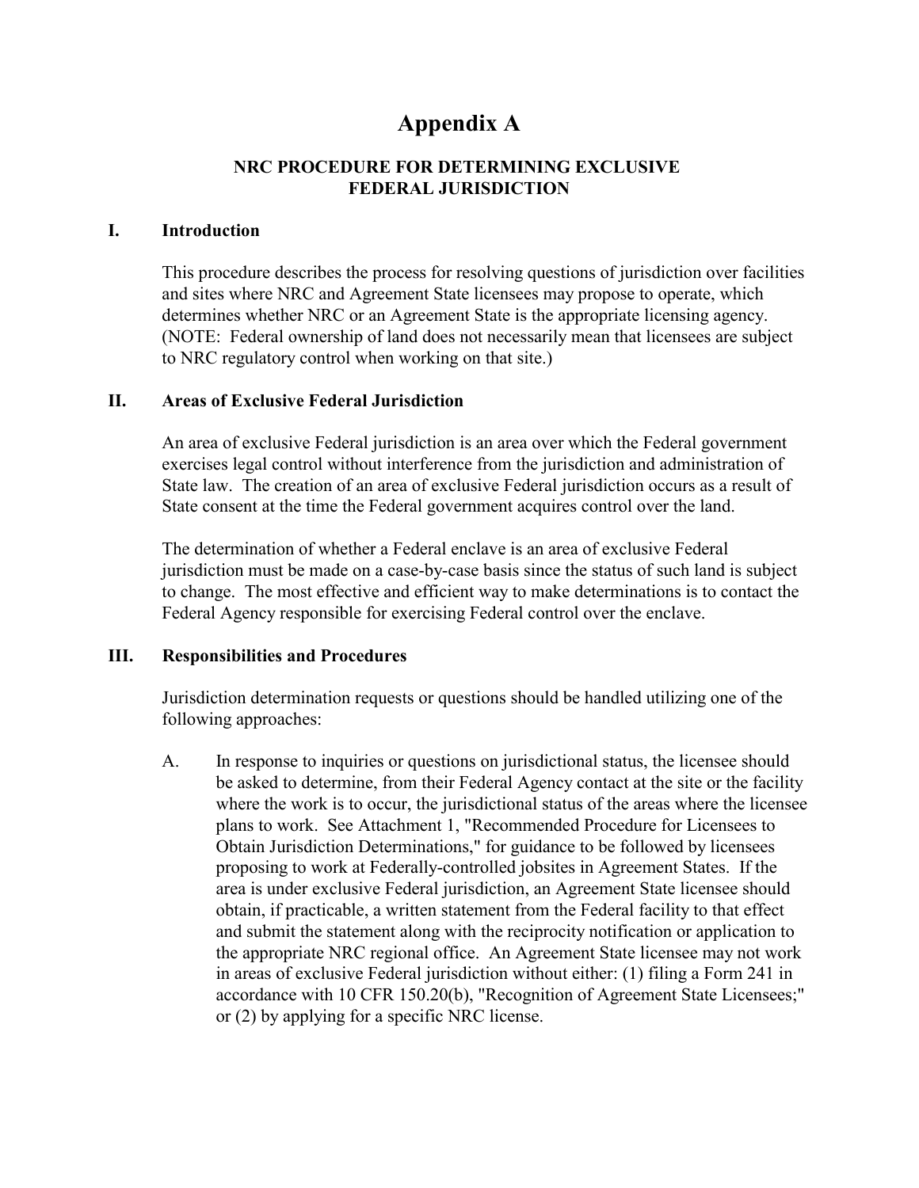# Appendix A

## NRC PROCEDURE FOR DETERMINING EXCLUSIVE FEDERAL JURISDICTION

### I. Introduction

This procedure describes the process for resolving questions of jurisdiction over facilities and sites where NRC and Agreement State licensees may propose to operate, which determines whether NRC or an Agreement State is the appropriate licensing agency. (NOTE: Federal ownership of land does not necessarily mean that licensees are subject to NRC regulatory control when working on that site.)

### II. Areas of Exclusive Federal Jurisdiction

An area of exclusive Federal jurisdiction is an area over which the Federal government exercises legal control without interference from the jurisdiction and administration of State law. The creation of an area of exclusive Federal jurisdiction occurs as a result of State consent at the time the Federal government acquires control over the land.

The determination of whether a Federal enclave is an area of exclusive Federal jurisdiction must be made on a case-by-case basis since the status of such land is subject to change. The most effective and efficient way to make determinations is to contact the Federal Agency responsible for exercising Federal control over the enclave.

### III. Responsibilities and Procedures

Jurisdiction determination requests or questions should be handled utilizing one of the following approaches:

A. In response to inquiries or questions on jurisdictional status, the licensee should be asked to determine, from their Federal Agency contact at the site or the facility where the work is to occur, the jurisdictional status of the areas where the licensee plans to work. See Attachment 1, "Recommended Procedure for Licensees to Obtain Jurisdiction Determinations," for guidance to be followed by licensees proposing to work at Federally-controlled jobsites in Agreement States. If the area is under exclusive Federal jurisdiction, an Agreement State licensee should obtain, if practicable, a written statement from the Federal facility to that effect and submit the statement along with the reciprocity notification or application to the appropriate NRC regional office. An Agreement State licensee may not work in areas of exclusive Federal jurisdiction without either: (1) filing a Form 241 in accordance with 10 CFR 150.20(b), "Recognition of Agreement State Licensees;" or (2) by applying for a specific NRC license.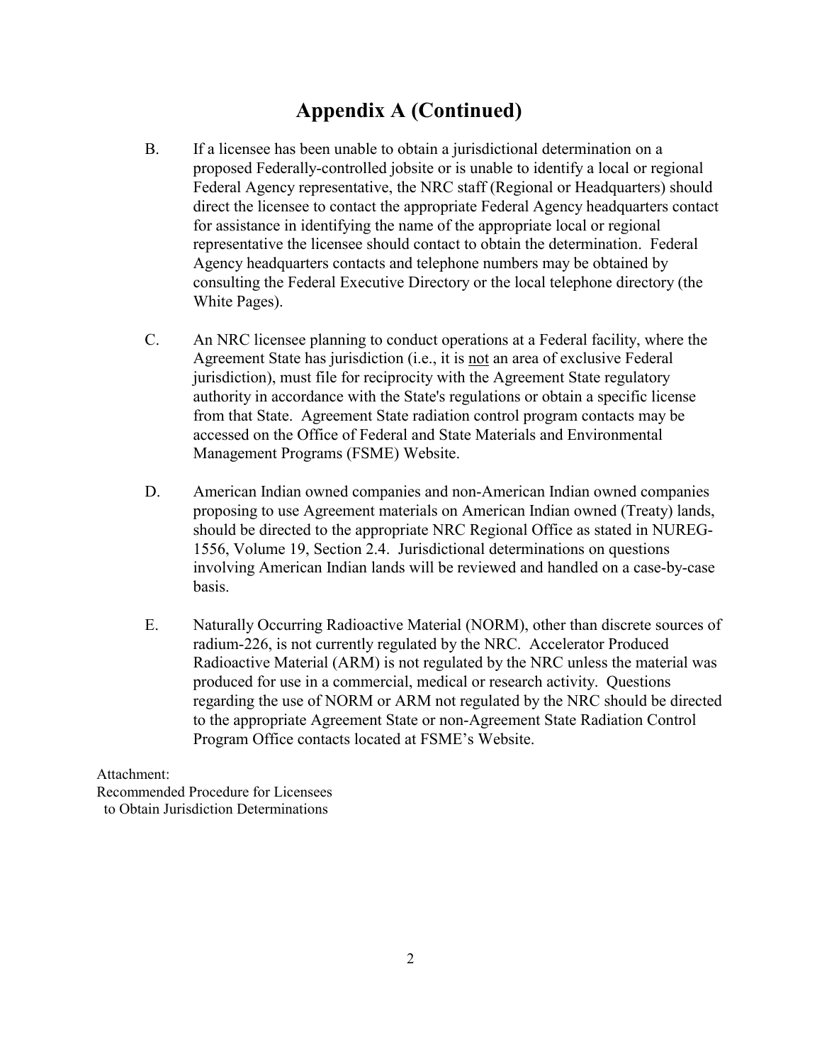# Appendix A (Continued)

B. If a licensee has been unable to obtain a jurisdictional determination on a proposed Federally-controlled jobsite or is unable to identify a local or regional Federal Agency representative, the NRC staff (Regional or Headquarters) should direct the licensee to contact the appropriate Federal Agency headquarters contact for assistance in identifying the name of the appropriate local or regional representative the licensee should contact to obtain the determination. Federal Agency headquarters contacts and telephone numbers may be obtained by consulting the Federal Executive Directory or the local telephone directory (the White Pages).

C. An NRC licensee planning to conduct operations at a Federal facility, where the Agreement State has jurisdiction (i.e., it is <u>not</u> an area of exclusive Federal jurisdiction), must file for reciprocity with the Agreement State regulatory authority in accordance with the State's regulations or obtain a specific license from that State. Agreement State radiation control program contacts may be accessed on the Office of Federal and State Materials and Environmental Management Programs (FSME) Website.

D. American Indian owned companies and non-American Indian owned companies proposing to use Agreement materials on American Indian owned (Treaty) lands, should be directed to the appropriate NRC Regional Office as stated in NUREG-1556, Volume 19, Section 2.4. Jurisdictional determinations on questions involving American Indian lands will be reviewed and handled on a case-by-case basis.

E. Naturally Occurring Radioactive Material (NORM), other than discrete sources of radium-226, is not currently regulated by the NRC. Accelerator Produced Radioactive Material (ARM) is not regulated by the NRC unless the material was produced for use in a commercial, medical or research activity. Questions regarding the use of NORM or ARM not regulated by the NRC should be directed to the appropriate Agreement State or non-Agreement State Radiation Control Program Office contacts located at FSME's Website.

Attachment:
Recommended Procedure for Licensees
to Obtain Jurisdiction Determinations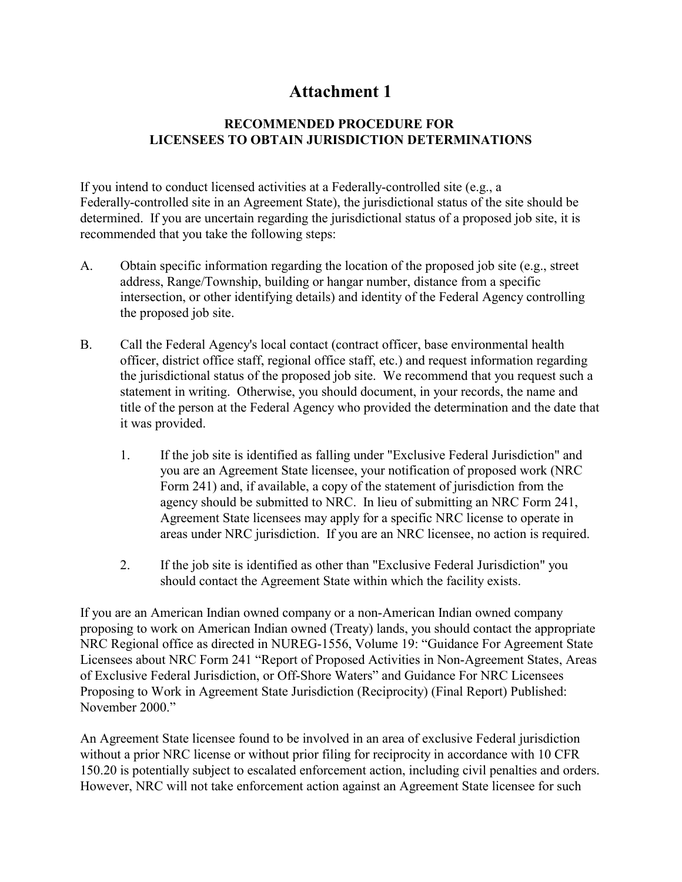# Attachment 1

## RECOMMENDED PROCEDURE FOR LICENSEES TO OBTAIN JURISDICTION DETERMINATIONS

If you intend to conduct licensed activities at a Federally-controlled site (e.g., a Federally-controlled site in an Agreement State), the jurisdictional status of the site should be determined. If you are uncertain regarding the jurisdictional status of a proposed job site, it is recommended that you take the following steps:

A. Obtain specific information regarding the location of the proposed job site (e.g., street address, Range/Township, building or hangar number, distance from a specific intersection, or other identifying details) and identity of the Federal Agency controlling the proposed job site.

B. Call the Federal Agency's local contact (contract officer, base environmental health officer, district office staff, regional office staff, etc.) and request information regarding the jurisdictional status of the proposed job site. We recommend that you request such a statement in writing. Otherwise, you should document, in your records, the name and title of the person at the Federal Agency who provided the determination and the date that it was provided.

   1. If the job site is identified as falling under "Exclusive Federal Jurisdiction" and you are an Agreement State licensee, your notification of proposed work (NRC Form 241) and, if available, a copy of the statement of jurisdiction from the agency should be submitted to NRC. In lieu of submitting an NRC Form 241, Agreement State licensees may apply for a specific NRC license to operate in areas under NRC jurisdiction. If you are an NRC licensee, no action is required.

   2. If the job site is identified as other than "Exclusive Federal Jurisdiction" you should contact the Agreement State within which the facility exists.

If you are an American Indian owned company or a non-American Indian owned company proposing to work on American Indian owned (Treaty) lands, you should contact the appropriate NRC Regional office as directed in NUREG-1556, Volume 19: "Guidance For Agreement State Licensees about NRC Form 241 "Report of Proposed Activities in Non-Agreement States, Areas of Exclusive Federal Jurisdiction, or Off-Shore Waters" and Guidance For NRC Licensees Proposing to Work in Agreement State Jurisdiction (Reciprocity) (Final Report) Published: November 2000."

An Agreement State licensee found to be involved in an area of exclusive Federal jurisdiction without a prior NRC license or without prior filing for reciprocity in accordance with 10 CFR 150.20 is potentially subject to escalated enforcement action, including civil penalties and orders. However, NRC will not take enforcement action against an Agreement State licensee for such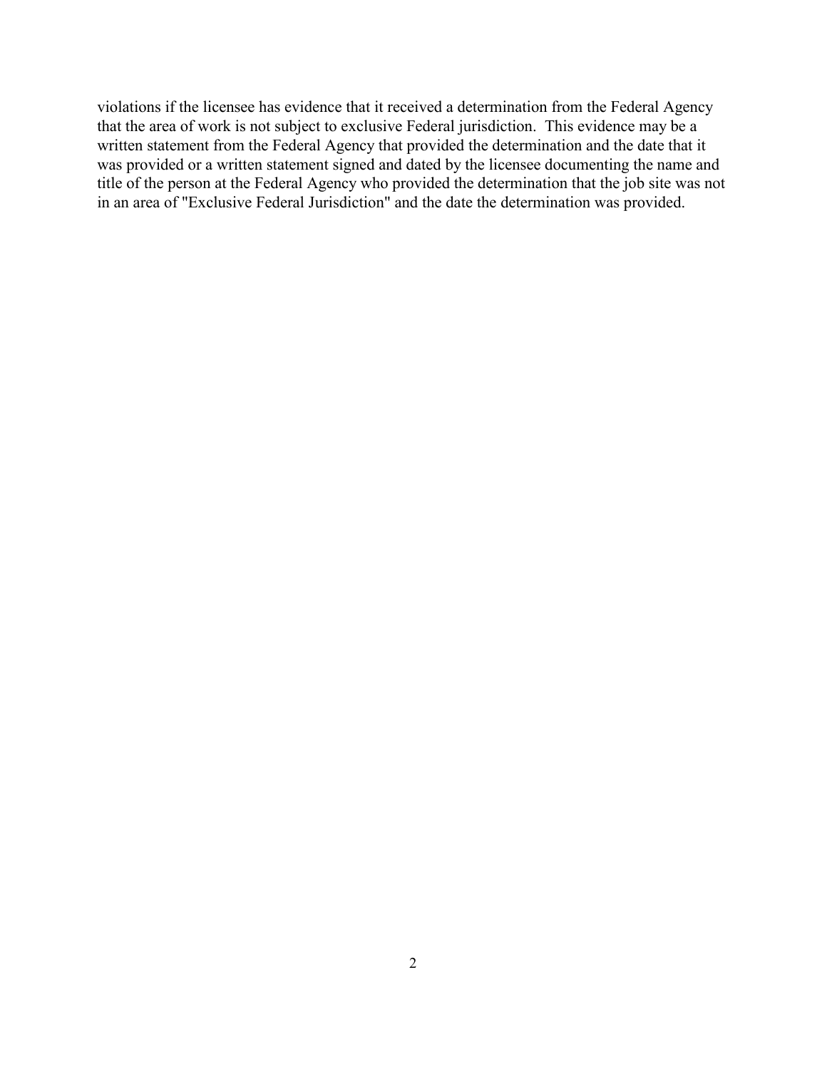violations if the licensee has evidence that it received a determination from the Federal Agency that the area of work is not subject to exclusive Federal jurisdiction. This evidence may be a written statement from the Federal Agency that provided the determination and the date that it was provided or a written statement signed and dated by the licensee documenting the name and title of the person at the Federal Agency who provided the determination that the job site was not in an area of "Exclusive Federal Jurisdiction" and the date the determination was provided.